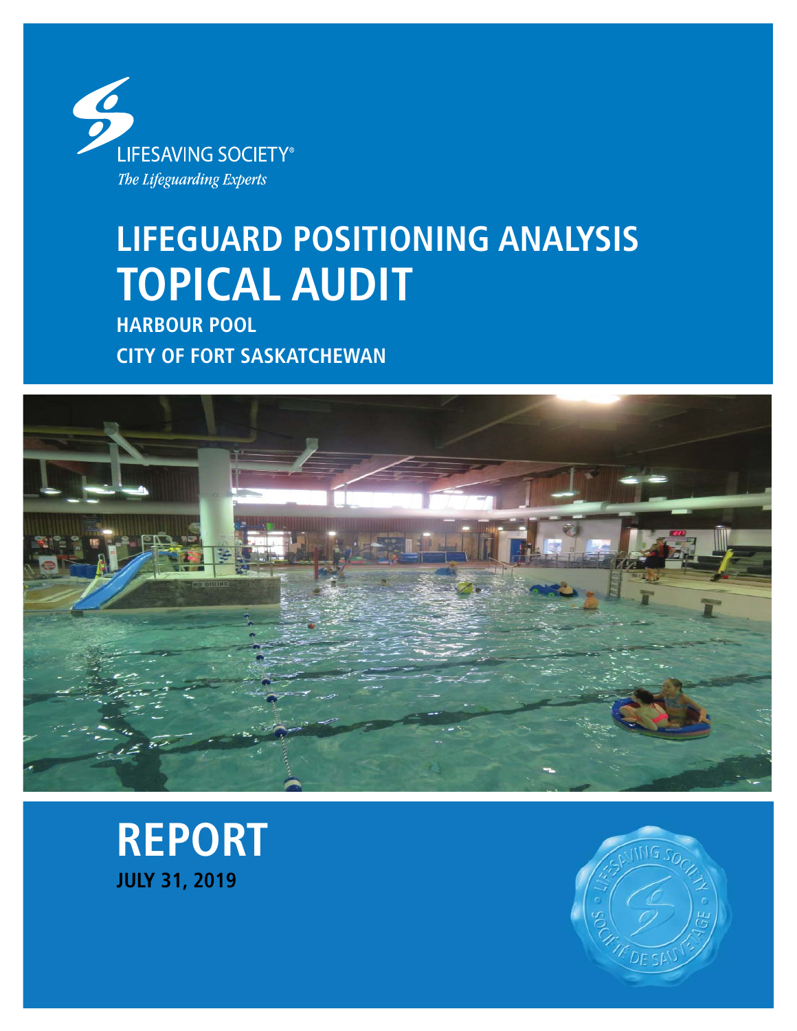LIFESAVING SOCIETY®

*The Lifeguarding Experts*

# LIFEGUARD POSITIONING ANALYSIS
# TOPICAL AUDIT

## HARBOUR POOL
## CITY OF FORT SASKATCHEWAN

# REPORT

**JULY 31, 2019**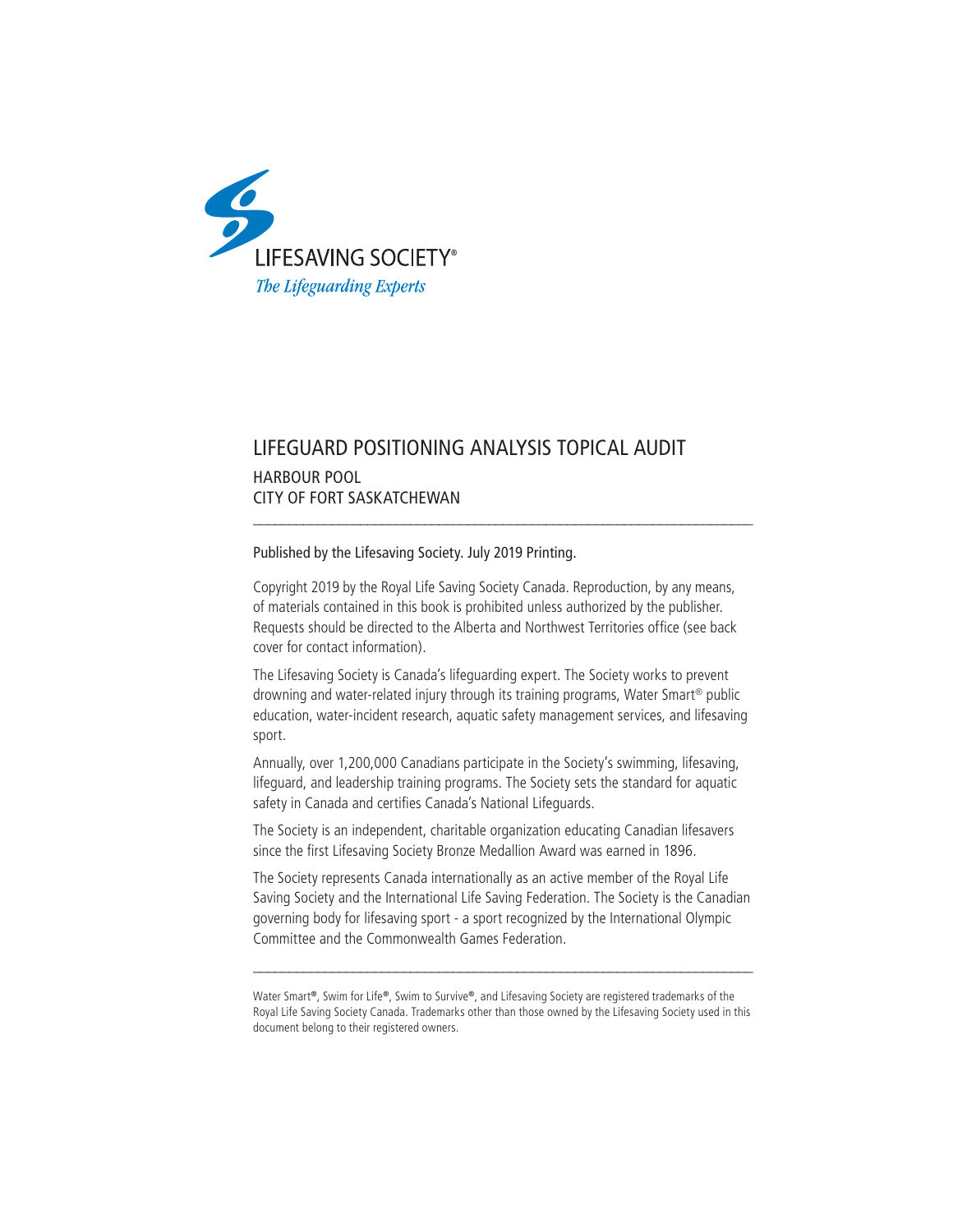LIFESAVING SOCIETY®

*The Lifeguarding Experts*

# LIFEGUARD POSITIONING ANALYSIS TOPICAL AUDIT

## HARBOUR POOL
## CITY OF FORT SASKATCHEWAN

---

Published by the Lifesaving Society. July 2019 Printing.

Copyright 2019 by the Royal Life Saving Society Canada. Reproduction, by any means, of materials contained in this book is prohibited unless authorized by the publisher. Requests should be directed to the Alberta and Northwest Territories office (see back cover for contact information).

The Lifesaving Society is Canada's lifeguarding expert. The Society works to prevent drowning and water-related injury through its training programs, Water Smart® public education, water-incident research, aquatic safety management services, and lifesaving sport.

Annually, over 1,200,000 Canadians participate in the Society's swimming, lifesaving, lifeguard, and leadership training programs. The Society sets the standard for aquatic safety in Canada and certifies Canada's National Lifeguards.

The Society is an independent, charitable organization educating Canadian lifesavers since the first Lifesaving Society Bronze Medallion Award was earned in 1896.

The Society represents Canada internationally as an active member of the Royal Life Saving Society and the International Life Saving Federation. The Society is the Canadian governing body for lifesaving sport - a sport recognized by the International Olympic Committee and the Commonwealth Games Federation.

---

Water Smart®, Swim for Life®, Swim to Survive®, and Lifesaving Society are registered trademarks of the Royal Life Saving Society Canada. Trademarks other than those owned by the Lifesaving Society used in this document belong to their registered owners.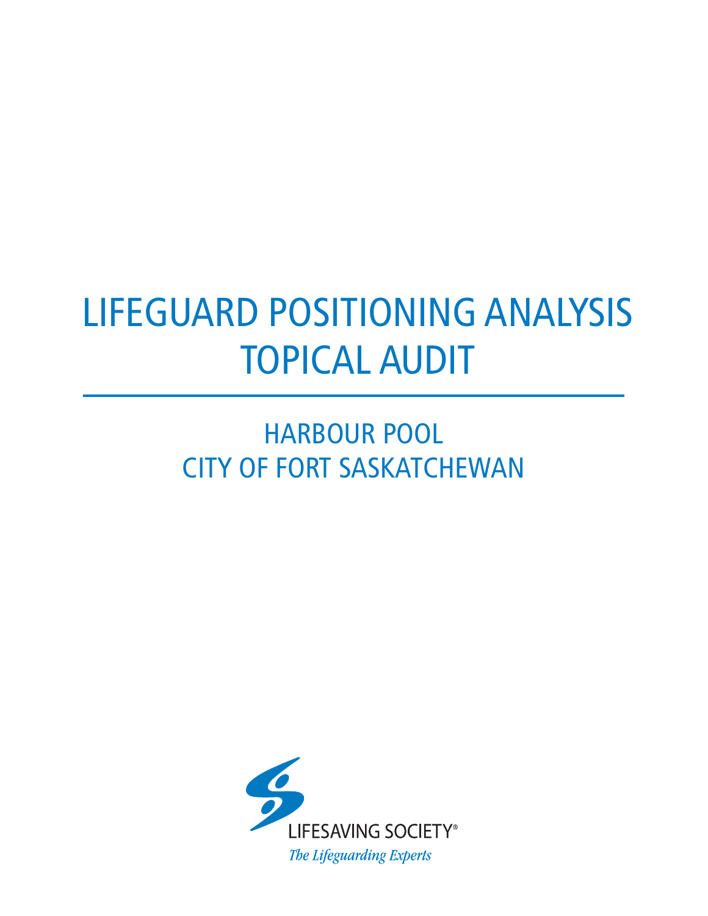# LIFEGUARD POSITIONING ANALYSIS TOPICAL AUDIT

## HARBOUR POOL
## CITY OF FORT SASKATCHEWAN

LIFESAVING SOCIETY®

*The Lifeguarding Experts*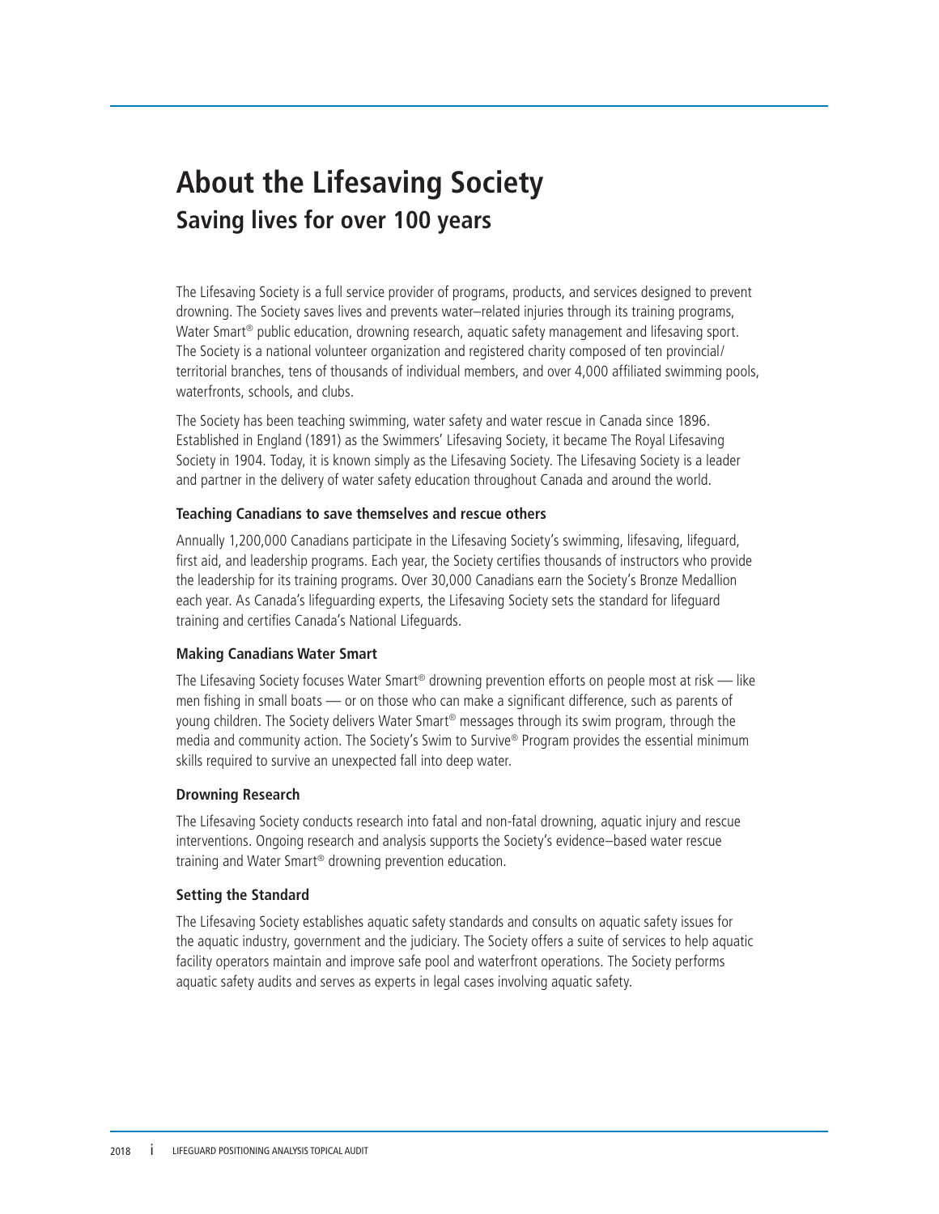# About the Lifesaving Society

## Saving lives for over 100 years

The Lifesaving Society is a full service provider of programs, products, and services designed to prevent drowning. The Society saves lives and prevents water–related injuries through its training programs, Water Smart® public education, drowning research, aquatic safety management and lifesaving sport. The Society is a national volunteer organization and registered charity composed of ten provincial/territorial branches, tens of thousands of individual members, and over 4,000 affiliated swimming pools, waterfronts, schools, and clubs.

The Society has been teaching swimming, water safety and water rescue in Canada since 1896. Established in England (1891) as the Swimmers' Lifesaving Society, it became The Royal Lifesaving Society in 1904. Today, it is known simply as the Lifesaving Society. The Lifesaving Society is a leader and partner in the delivery of water safety education throughout Canada and around the world.

**Teaching Canadians to save themselves and rescue others**

Annually 1,200,000 Canadians participate in the Lifesaving Society's swimming, lifesaving, lifeguard, first aid, and leadership programs. Each year, the Society certifies thousands of instructors who provide the leadership for its training programs. Over 30,000 Canadians earn the Society's Bronze Medallion each year. As Canada's lifeguarding experts, the Lifesaving Society sets the standard for lifeguard training and certifies Canada's National Lifeguards.

**Making Canadians Water Smart**

The Lifesaving Society focuses Water Smart® drowning prevention efforts on people most at risk — like men fishing in small boats — or on those who can make a significant difference, such as parents of young children. The Society delivers Water Smart® messages through its swim program, through the media and community action. The Society's Swim to Survive® Program provides the essential minimum skills required to survive an unexpected fall into deep water.

**Drowning Research**

The Lifesaving Society conducts research into fatal and non-fatal drowning, aquatic injury and rescue interventions. Ongoing research and analysis supports the Society's evidence–based water rescue training and Water Smart® drowning prevention education.

**Setting the Standard**

The Lifesaving Society establishes aquatic safety standards and consults on aquatic safety issues for the aquatic industry, government and the judiciary. The Society offers a suite of services to help aquatic facility operators maintain and improve safe pool and waterfront operations. The Society performs aquatic safety audits and serves as experts in legal cases involving aquatic safety.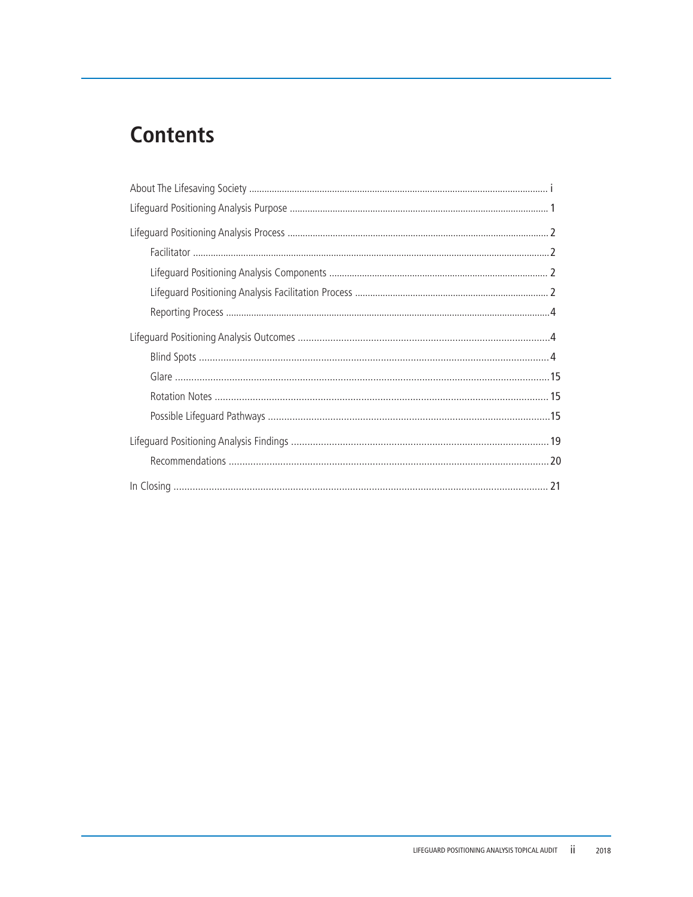# Contents

About The Lifesaving Society ..... i

Lifeguard Positioning Analysis Purpose ..... 1

Lifeguard Positioning Analysis Process ..... 2

- Facilitator ..... 2
- Lifeguard Positioning Analysis Components ..... 2
- Lifeguard Positioning Analysis Facilitation Process ..... 2
- Reporting Process ..... 4

Lifeguard Positioning Analysis Outcomes ..... 4

- Blind Spots ..... 4
- Glare ..... 15
- Rotation Notes ..... 15
- Possible Lifeguard Pathways ..... 15

Lifeguard Positioning Analysis Findings ..... 19

- Recommendations ..... 20

In Closing ..... 21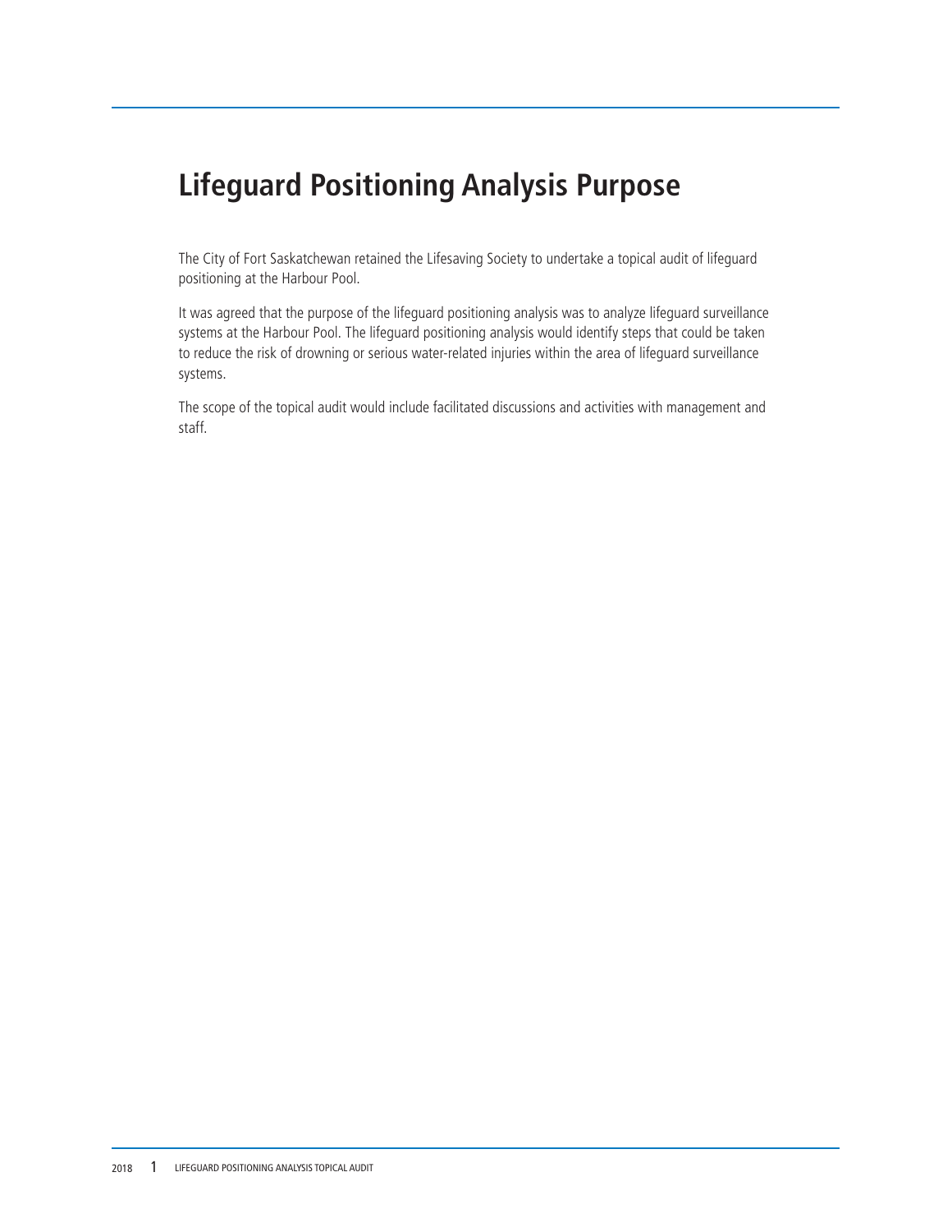# Lifeguard Positioning Analysis Purpose

The City of Fort Saskatchewan retained the Lifesaving Society to undertake a topical audit of lifeguard positioning at the Harbour Pool.

It was agreed that the purpose of the lifeguard positioning analysis was to analyze lifeguard surveillance systems at the Harbour Pool. The lifeguard positioning analysis would identify steps that could be taken to reduce the risk of drowning or serious water-related injuries within the area of lifeguard surveillance systems.

The scope of the topical audit would include facilitated discussions and activities with management and staff.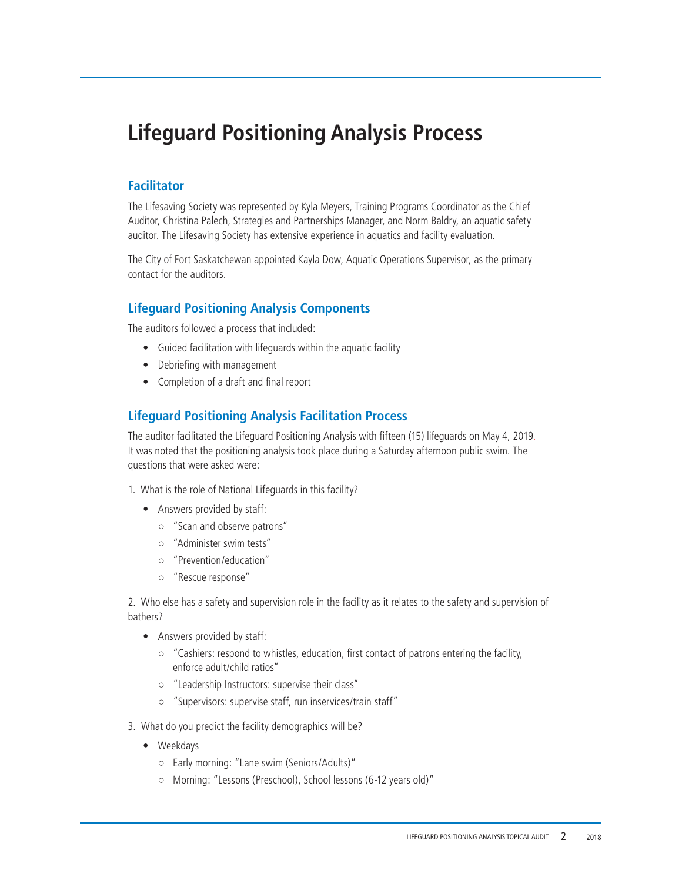# Lifeguard Positioning Analysis Process

## Facilitator

The Lifesaving Society was represented by Kyla Meyers, Training Programs Coordinator as the Chief Auditor, Christina Palech, Strategies and Partnerships Manager, and Norm Baldry, an aquatic safety auditor. The Lifesaving Society has extensive experience in aquatics and facility evaluation.

The City of Fort Saskatchewan appointed Kayla Dow, Aquatic Operations Supervisor, as the primary contact for the auditors.

## Lifeguard Positioning Analysis Components

The auditors followed a process that included:

- Guided facilitation with lifeguards within the aquatic facility
- Debriefing with management
- Completion of a draft and final report

## Lifeguard Positioning Analysis Facilitation Process

The auditor facilitated the Lifeguard Positioning Analysis with fifteen (15) lifeguards on May 4, 2019. It was noted that the positioning analysis took place during a Saturday afternoon public swim. The questions that were asked were:

1. What is the role of National Lifeguards in this facility?
   - Answers provided by staff:
     - "Scan and observe patrons"
     - "Administer swim tests"
     - "Prevention/education"
     - "Rescue response"

2. Who else has a safety and supervision role in the facility as it relates to the safety and supervision of bathers?
   - Answers provided by staff:
     - "Cashiers: respond to whistles, education, first contact of patrons entering the facility, enforce adult/child ratios"
     - "Leadership Instructors: supervise their class"
     - "Supervisors: supervise staff, run inservices/train staff"

3. What do you predict the facility demographics will be?
   - Weekdays
     - Early morning: "Lane swim (Seniors/Adults)"
     - Morning: "Lessons (Preschool), School lessons (6-12 years old)"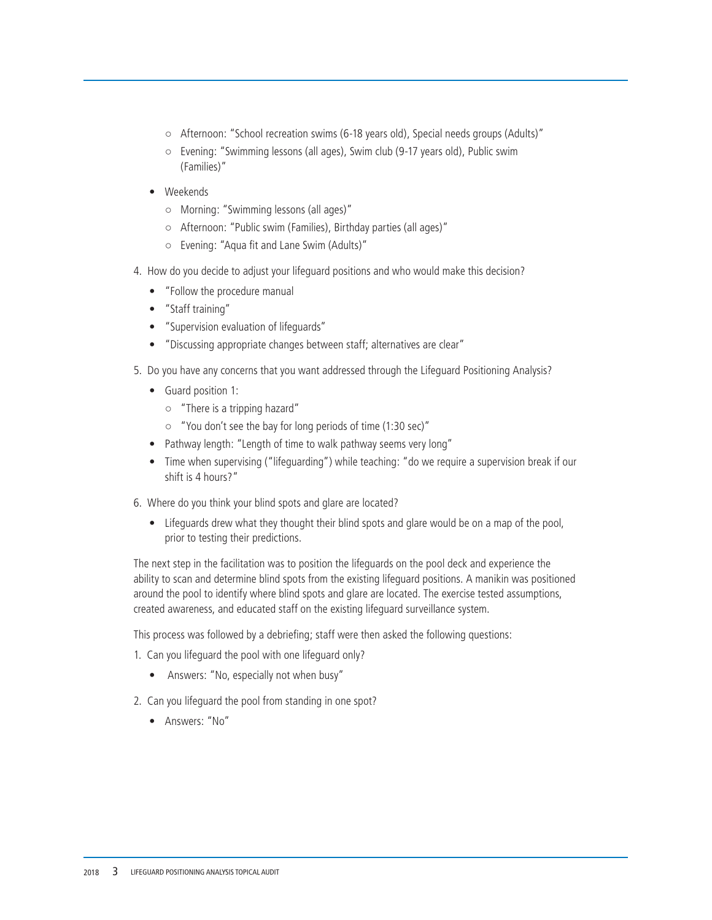- Afternoon: "School recreation swims (6-18 years old), Special needs groups (Adults)"
   - Evening: "Swimming lessons (all ages), Swim club (9-17 years old), Public swim (Families)"
- Weekends
   - Morning: "Swimming lessons (all ages)"
   - Afternoon: "Public swim (Families), Birthday parties (all ages)"
   - Evening: "Aqua fit and Lane Swim (Adults)"

4. How do you decide to adjust your lifeguard positions and who would make this decision?
   - "Follow the procedure manual
   - "Staff training"
   - "Supervision evaluation of lifeguards"
   - "Discussing appropriate changes between staff; alternatives are clear"
5. Do you have any concerns that you want addressed through the Lifeguard Positioning Analysis?
   - Guard position 1:
      - "There is a tripping hazard"
      - "You don't see the bay for long periods of time (1:30 sec)"
   - Pathway length: "Length of time to walk pathway seems very long"
   - Time when supervising ("lifeguarding") while teaching: "do we require a supervision break if our shift is 4 hours?"
6. Where do you think your blind spots and glare are located?
   - Lifeguards drew what they thought their blind spots and glare would be on a map of the pool, prior to testing their predictions.

The next step in the facilitation was to position the lifeguards on the pool deck and experience the ability to scan and determine blind spots from the existing lifeguard positions. A manikin was positioned around the pool to identify where blind spots and glare are located. The exercise tested assumptions, created awareness, and educated staff on the existing lifeguard surveillance system.

This process was followed by a debriefing; staff were then asked the following questions:

1. Can you lifeguard the pool with one lifeguard only?
   - Answers: "No, especially not when busy"
2. Can you lifeguard the pool from standing in one spot?
   - Answers: "No"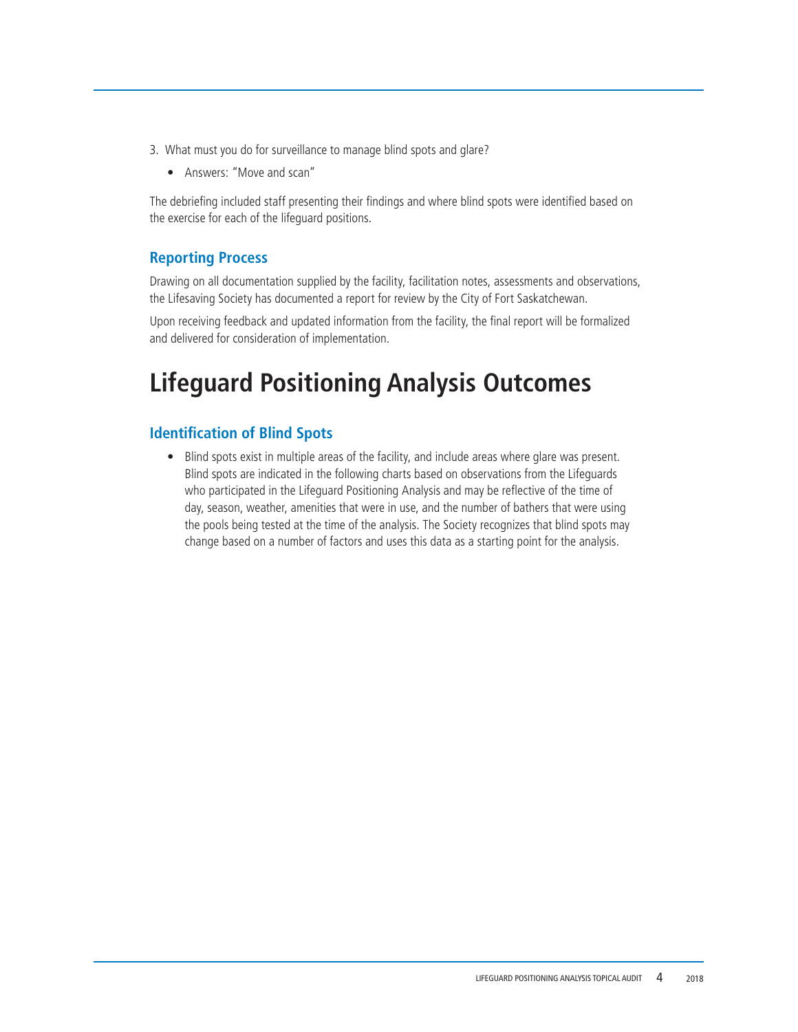3. What must you do for surveillance to manage blind spots and glare?
   - Answers: "Move and scan"

The debriefing included staff presenting their findings and where blind spots were identified based on the exercise for each of the lifeguard positions.

### Reporting Process

Drawing on all documentation supplied by the facility, facilitation notes, assessments and observations, the Lifesaving Society has documented a report for review by the City of Fort Saskatchewan.

Upon receiving feedback and updated information from the facility, the final report will be formalized and delivered for consideration of implementation.

# Lifeguard Positioning Analysis Outcomes

### Identification of Blind Spots

- Blind spots exist in multiple areas of the facility, and include areas where glare was present. Blind spots are indicated in the following charts based on observations from the Lifeguards who participated in the Lifeguard Positioning Analysis and may be reflective of the time of day, season, weather, amenities that were in use, and the number of bathers that were using the pools being tested at the time of the analysis. The Society recognizes that blind spots may change based on a number of factors and uses this data as a starting point for the analysis.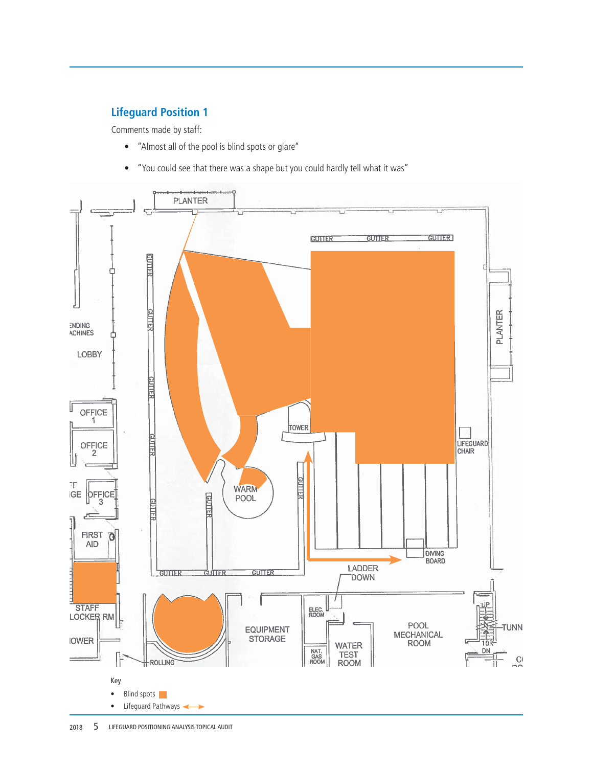## Lifeguard Position 1

Comments made by staff:

- "Almost all of the pool is blind spots or glare"
- "You could see that there was a shape but you could hardly tell what it was"

Key

- Blind spots
- Lifeguard Pathways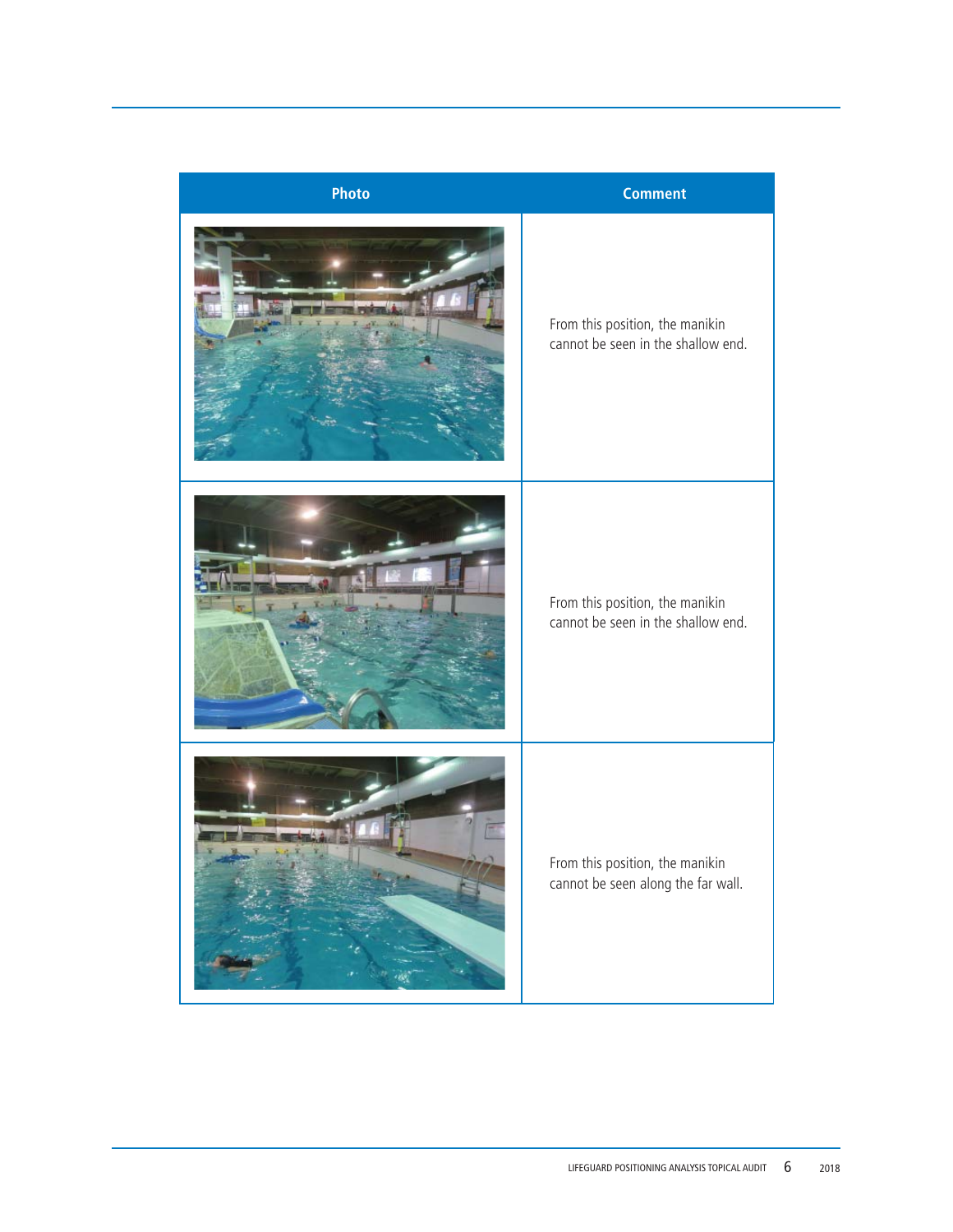| Photo | Comment |
| --- | --- |
| | From this position, the manikin cannot be seen in the shallow end. |
| | From this position, the manikin cannot be seen in the shallow end. |
| | From this position, the manikin cannot be seen along the far wall. |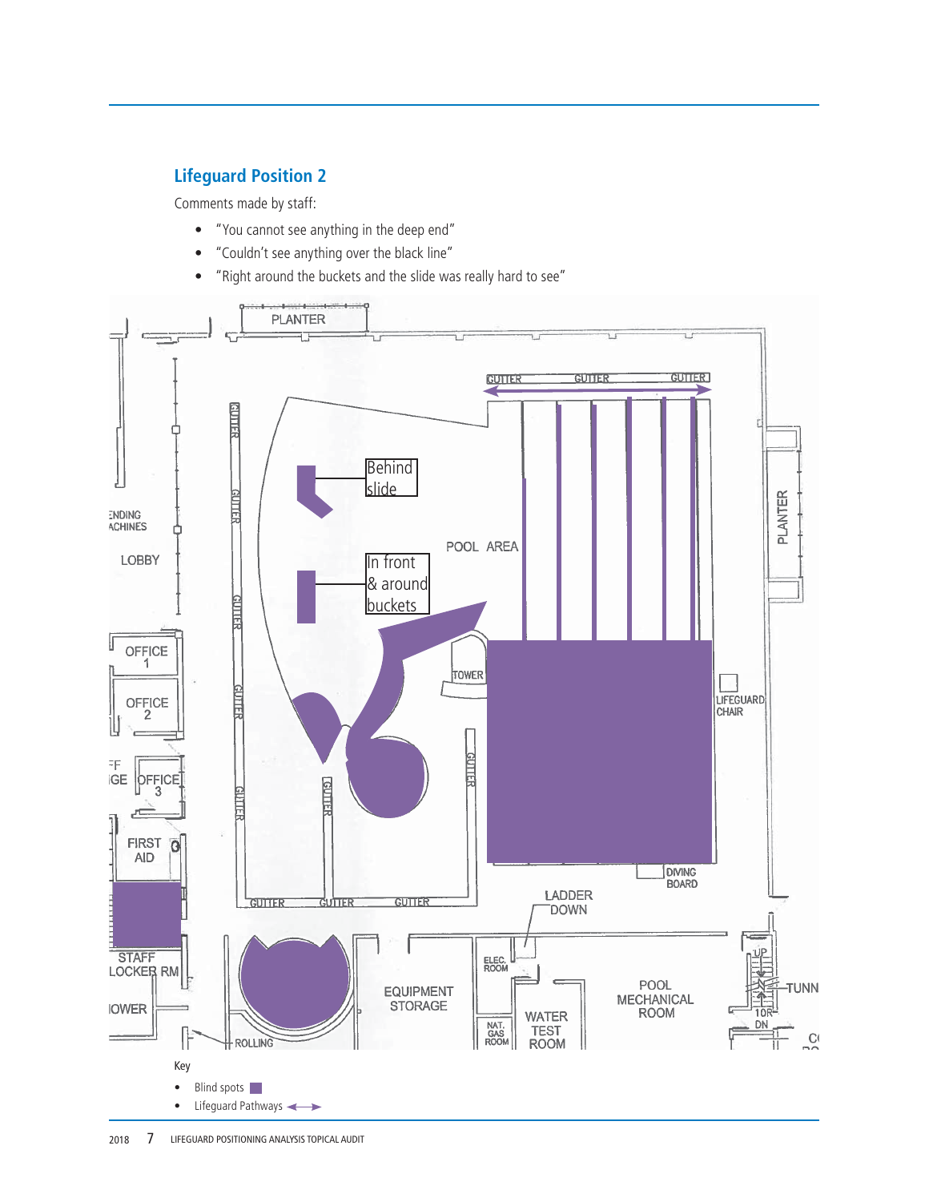## Lifeguard Position 2

Comments made by staff:

- "You cannot see anything in the deep end"
- "Couldn't see anything over the black line"
- "Right around the buckets and the slide was really hard to see"

Key

- Blind spots
- Lifeguard Pathways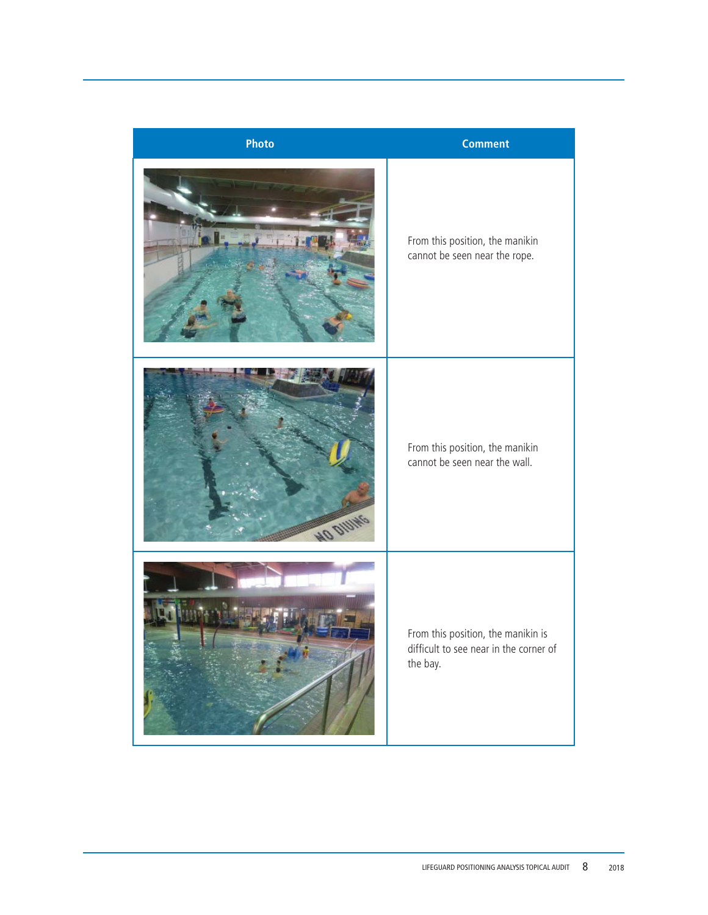| Photo | Comment |
| --- | --- |
| | From this position, the manikin cannot be seen near the rope. |
| | From this position, the manikin cannot be seen near the wall. |
| | From this position, the manikin is difficult to see near in the corner of the bay. |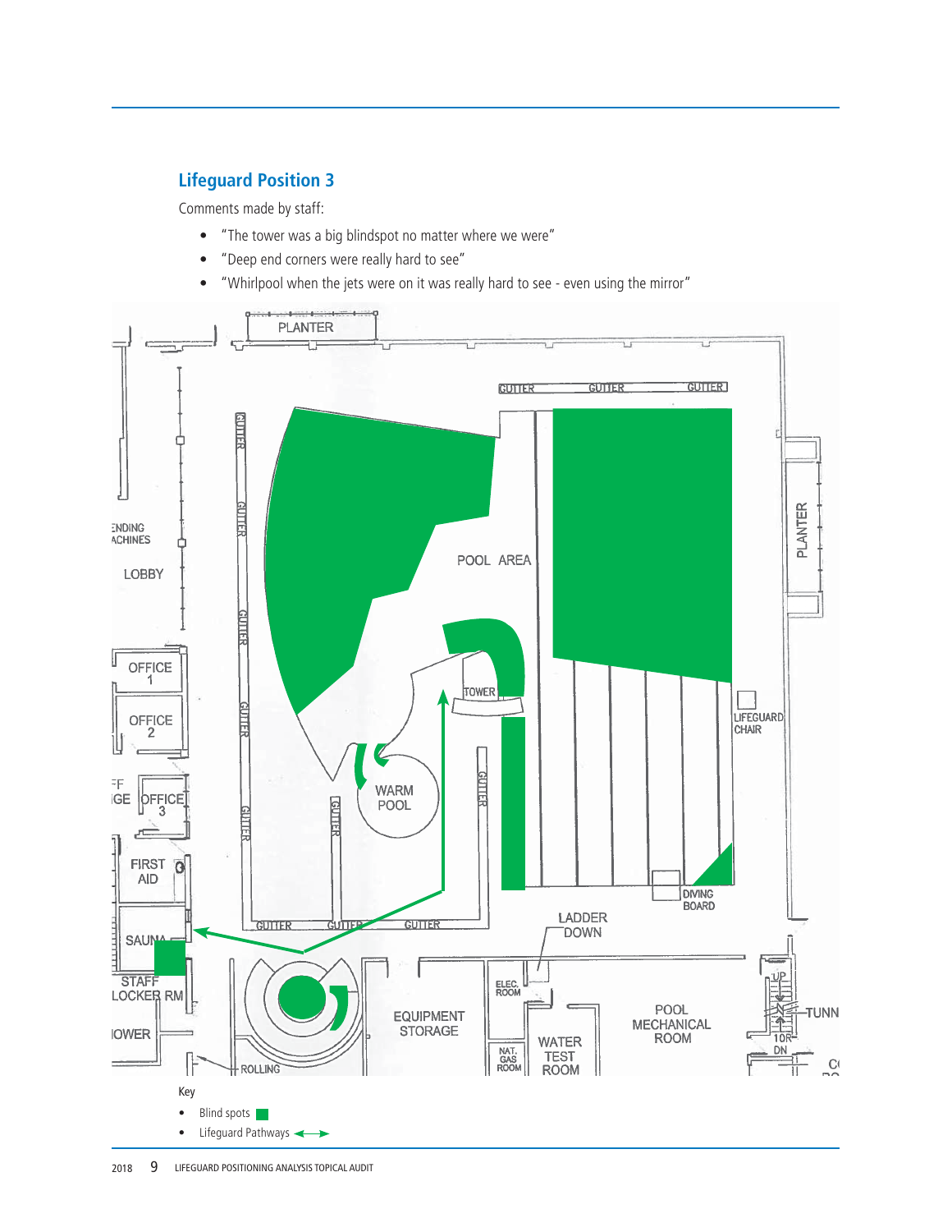## Lifeguard Position 3

Comments made by staff:

- "The tower was a big blindspot no matter where we were"
- "Deep end corners were really hard to see"
- "Whirlpool when the jets were on it was really hard to see - even using the mirror"

Key

- Blind spots
- Lifeguard Pathways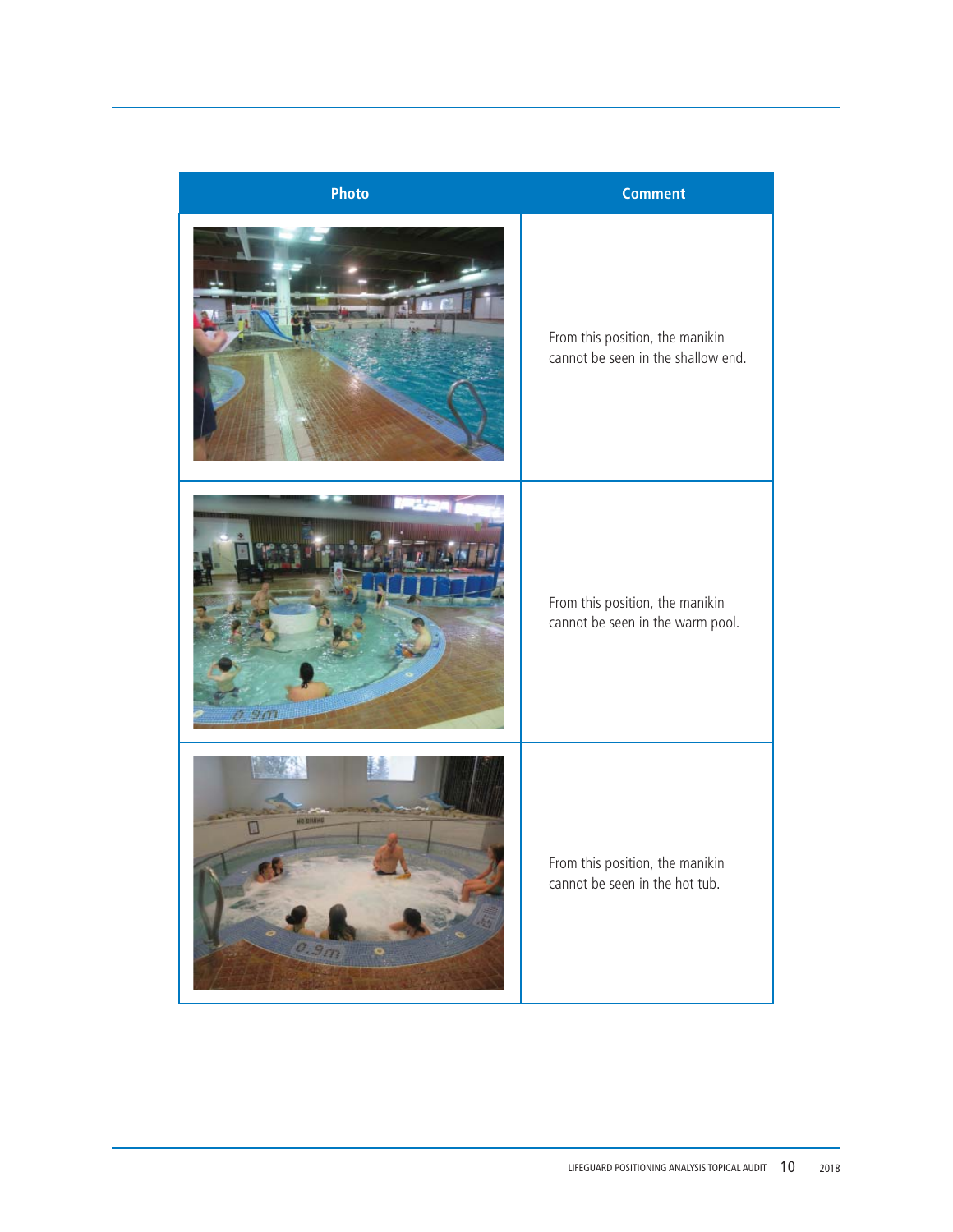| Photo | Comment |
| --- | --- |
| | From this position, the manikin cannot be seen in the shallow end. |
| | From this position, the manikin cannot be seen in the warm pool. |
| | From this position, the manikin cannot be seen in the hot tub. |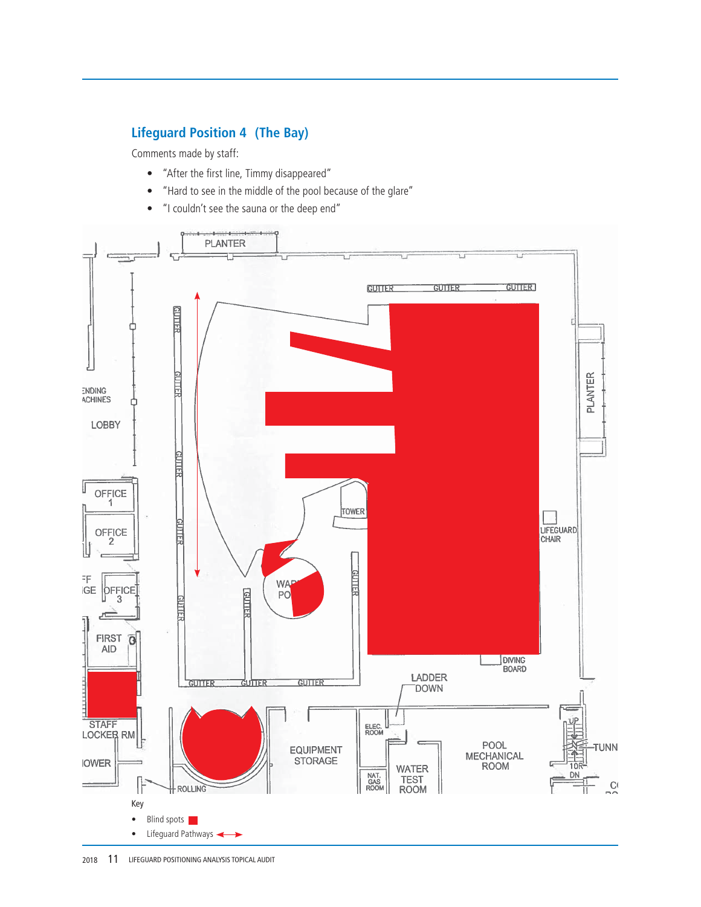## Lifeguard Position 4 (The Bay)

Comments made by staff:

- "After the first line, Timmy disappeared"
- "Hard to see in the middle of the pool because of the glare"
- "I couldn't see the sauna or the deep end"

Key

- Blind spots
- Lifeguard Pathways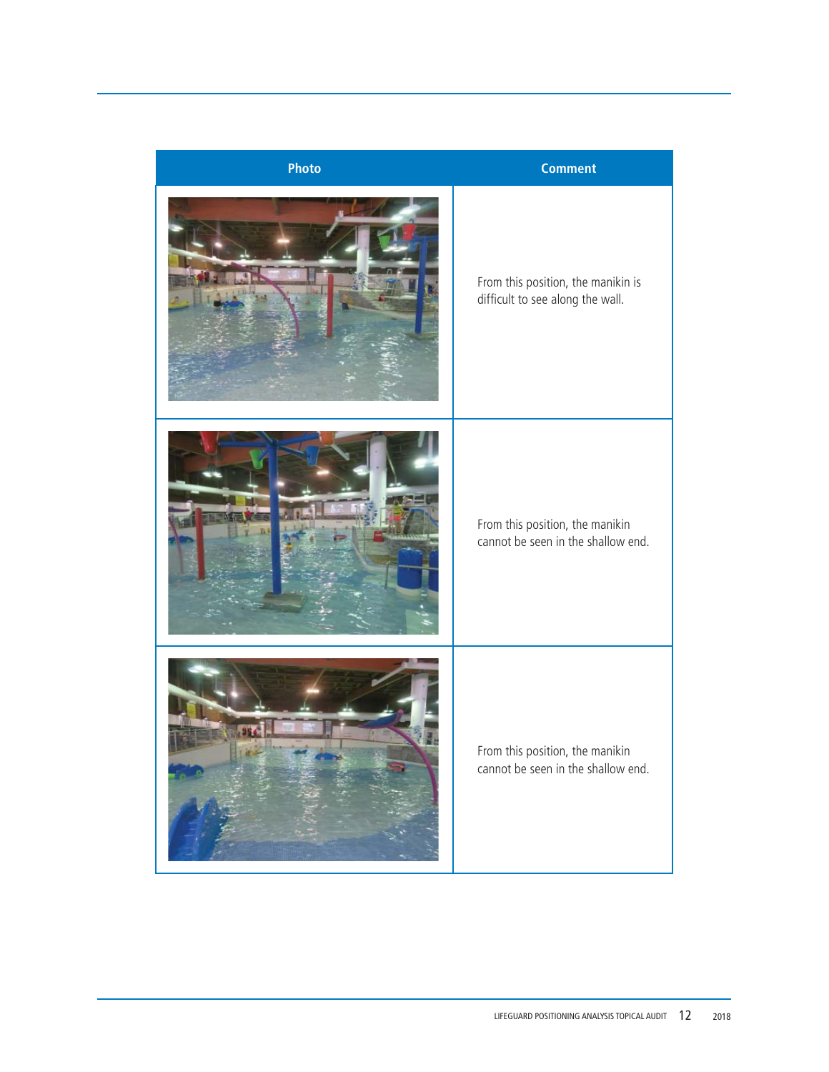| Photo | Comment |
|---|---|
| | From this position, the manikin is difficult to see along the wall. |
| | From this position, the manikin cannot be seen in the shallow end. |
| | From this position, the manikin cannot be seen in the shallow end. |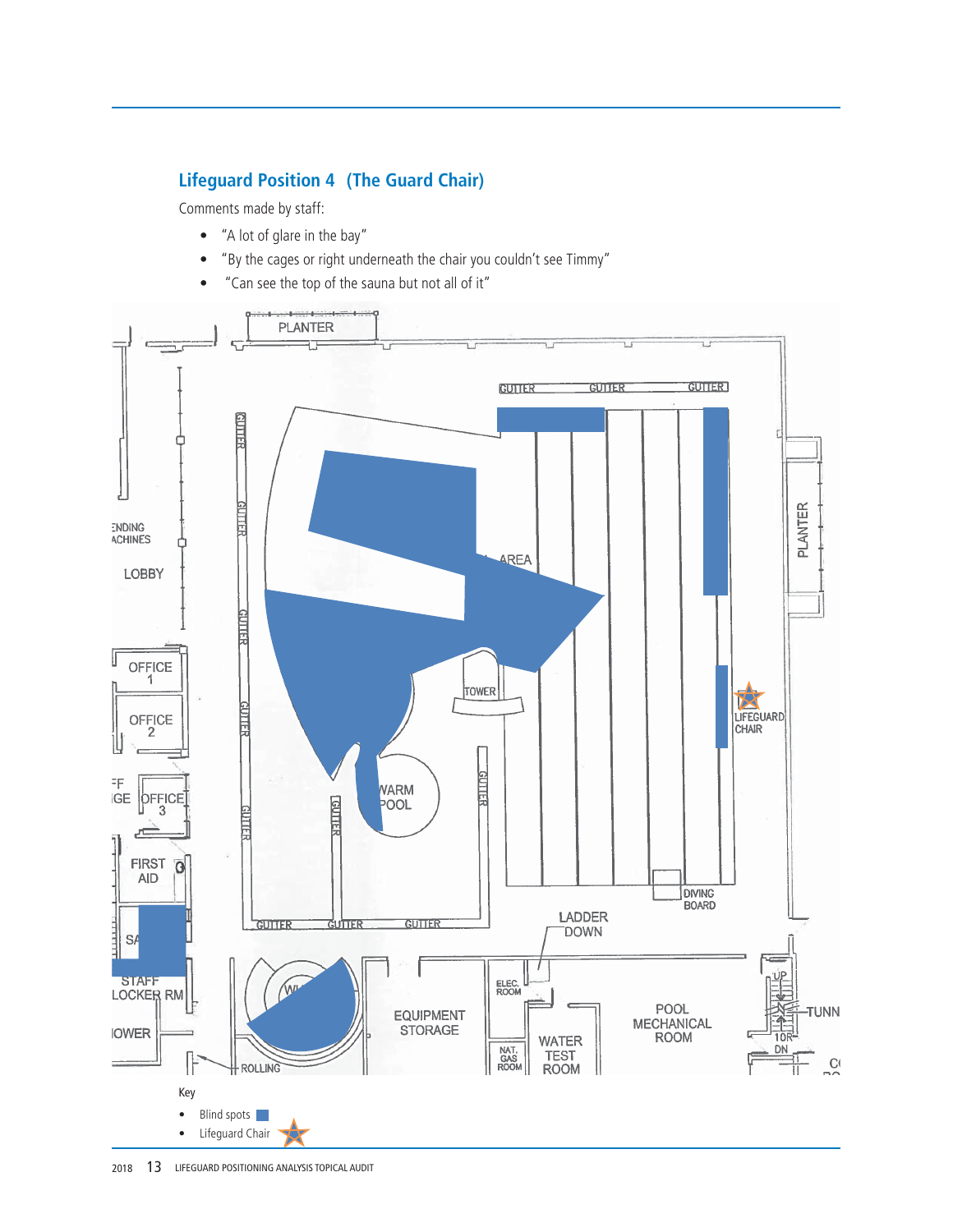## Lifeguard Position 4 (The Guard Chair)

Comments made by staff:

- "A lot of glare in the bay"
- "By the cages or right underneath the chair you couldn't see Timmy"
- "Can see the top of the sauna but not all of it"

Key

- Blind spots
- Lifeguard Chair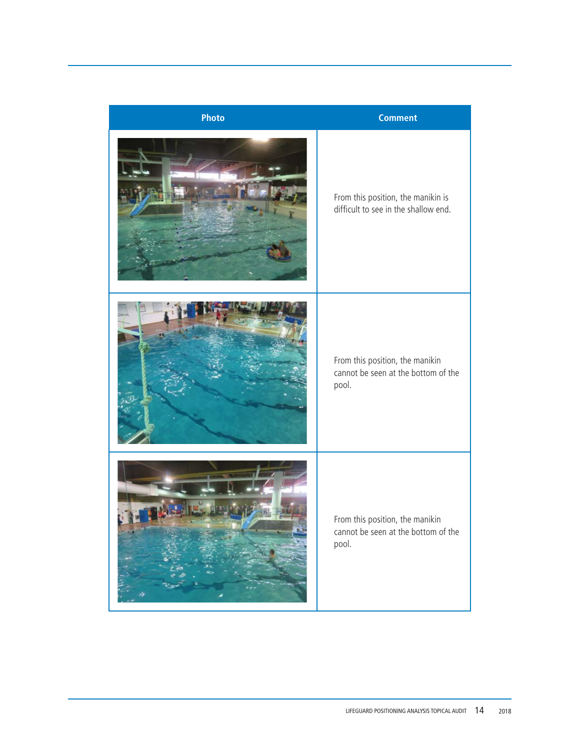| Photo | Comment |
| --- | --- |
| | From this position, the manikin is difficult to see in the shallow end. |
| | From this position, the manikin cannot be seen at the bottom of the pool. |
| | From this position, the manikin cannot be seen at the bottom of the pool. |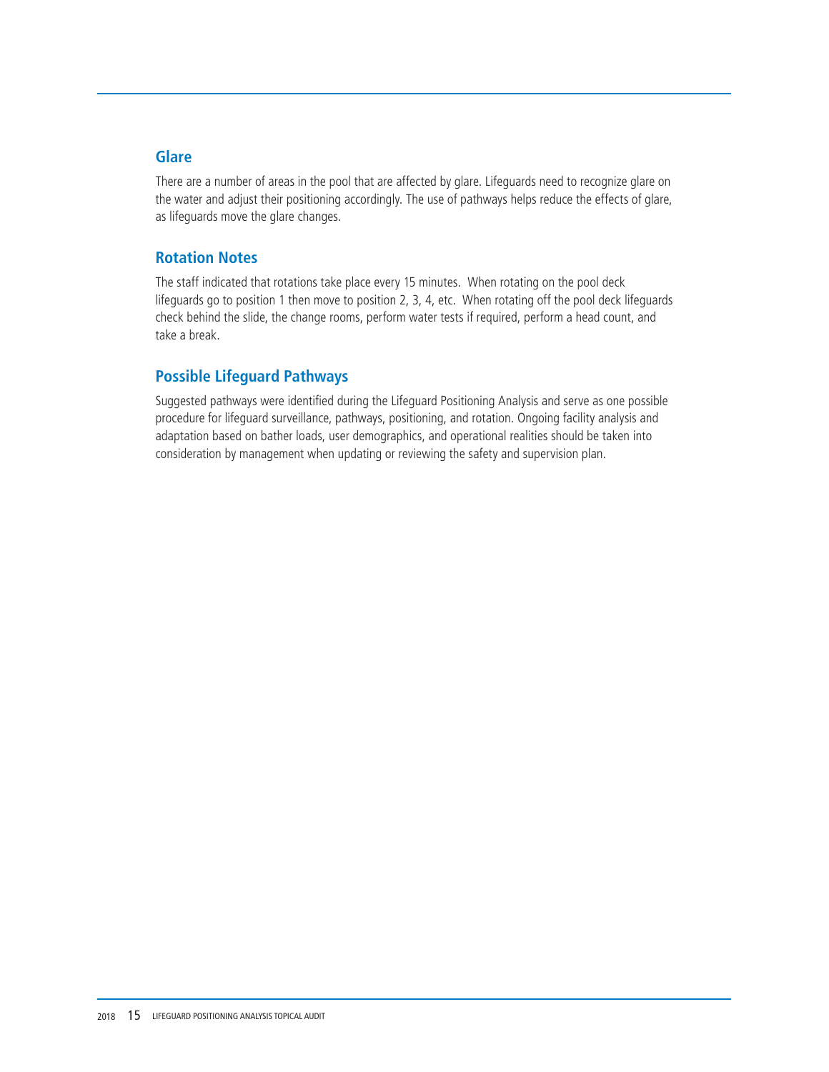## Glare

There are a number of areas in the pool that are affected by glare. Lifeguards need to recognize glare on the water and adjust their positioning accordingly. The use of pathways helps reduce the effects of glare, as lifeguards move the glare changes.

## Rotation Notes

The staff indicated that rotations take place every 15 minutes. When rotating on the pool deck lifeguards go to position 1 then move to position 2, 3, 4, etc. When rotating off the pool deck lifeguards check behind the slide, the change rooms, perform water tests if required, perform a head count, and take a break.

## Possible Lifeguard Pathways

Suggested pathways were identified during the Lifeguard Positioning Analysis and serve as one possible procedure for lifeguard surveillance, pathways, positioning, and rotation. Ongoing facility analysis and adaptation based on bather loads, user demographics, and operational realities should be taken into consideration by management when updating or reviewing the safety and supervision plan.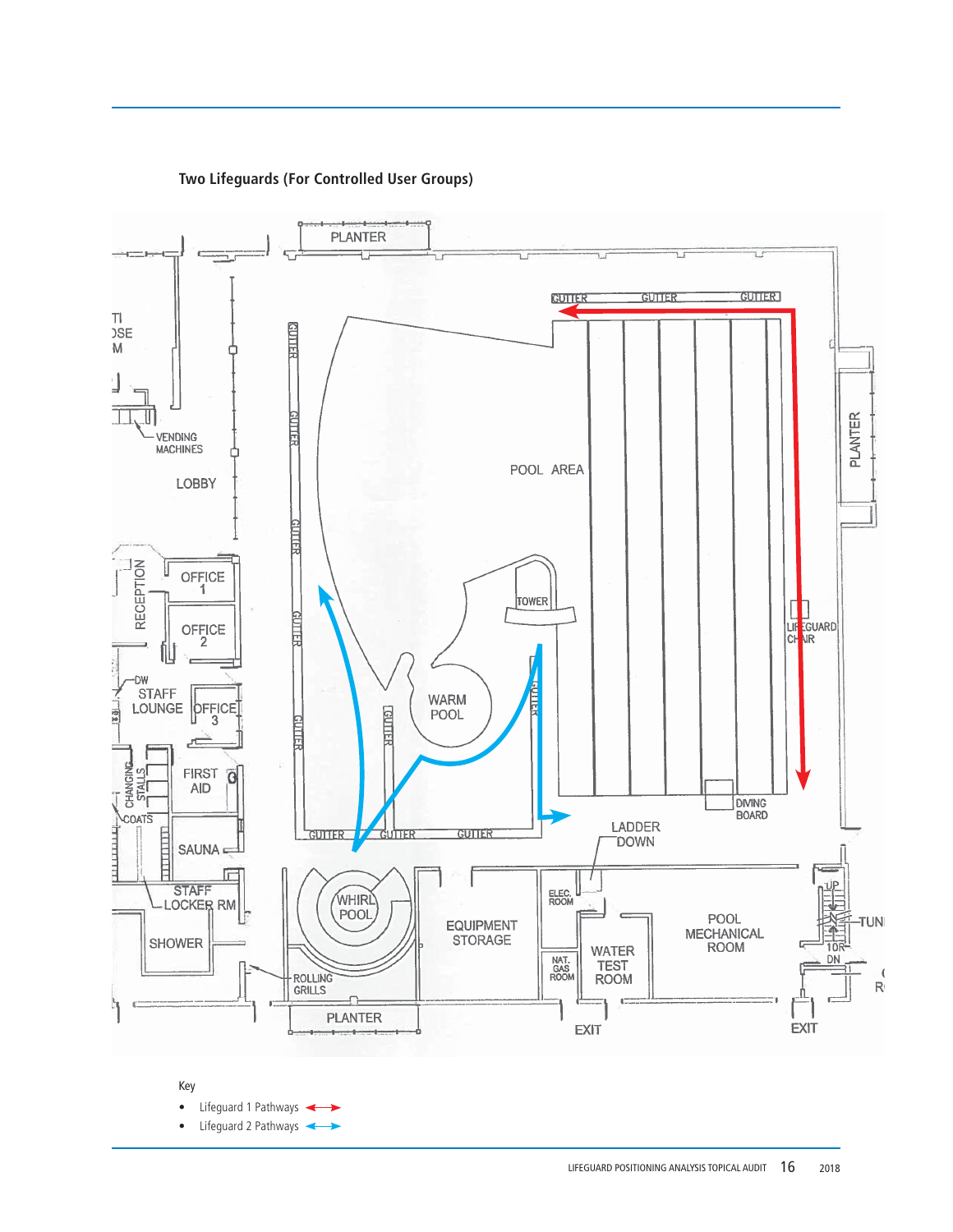**Two Lifeguards (For Controlled User Groups)**

Key

- Lifeguard 1 Pathways
- Lifeguard 2 Pathways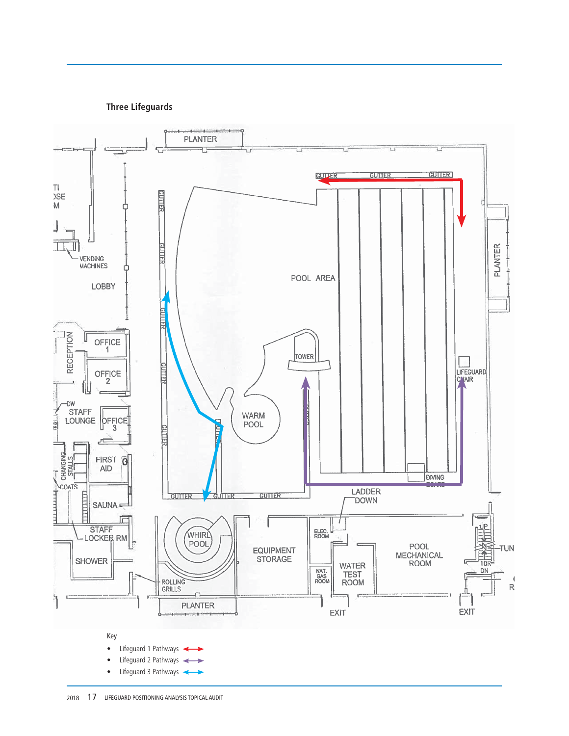**Three Lifeguards**

Key

- Lifeguard 1 Pathways
- Lifeguard 2 Pathways
- Lifeguard 3 Pathways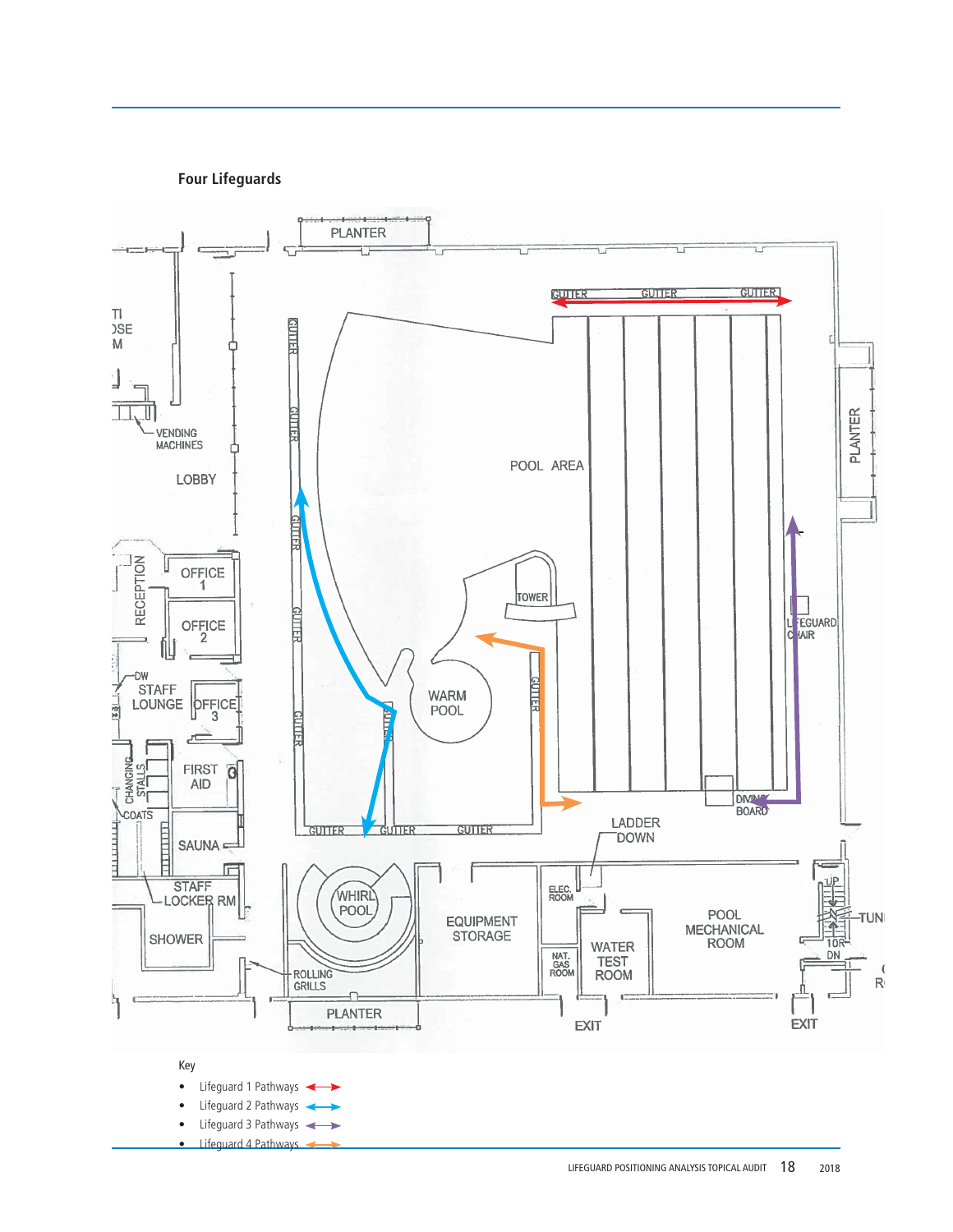### Four Lifeguards

Key

- Lifeguard 1 Pathways
- Lifeguard 2 Pathways
- Lifeguard 3 Pathways
- Lifeguard 4 Pathways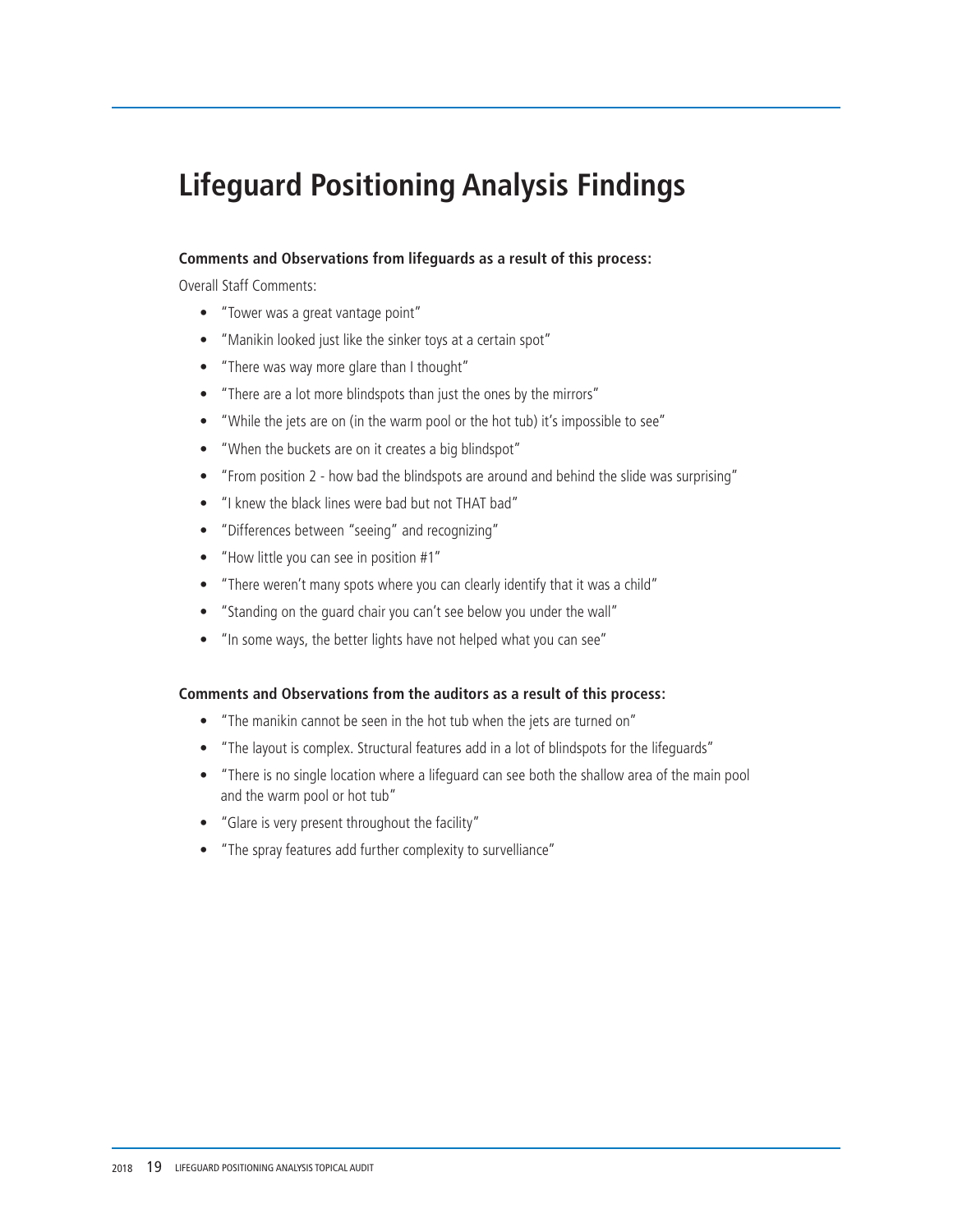# Lifeguard Positioning Analysis Findings

**Comments and Observations from lifeguards as a result of this process:**

Overall Staff Comments:

- "Tower was a great vantage point"
- "Manikin looked just like the sinker toys at a certain spot"
- "There was way more glare than I thought"
- "There are a lot more blindspots than just the ones by the mirrors"
- "While the jets are on (in the warm pool or the hot tub) it's impossible to see"
- "When the buckets are on it creates a big blindspot"
- "From position 2 - how bad the blindspots are around and behind the slide was surprising"
- "I knew the black lines were bad but not THAT bad"
- "Differences between "seeing" and recognizing"
- "How little you can see in position #1"
- "There weren't many spots where you can clearly identify that it was a child"
- "Standing on the guard chair you can't see below you under the wall"
- "In some ways, the better lights have not helped what you can see"

**Comments and Observations from the auditors as a result of this process:**

- "The manikin cannot be seen in the hot tub when the jets are turned on"
- "The layout is complex. Structural features add in a lot of blindspots for the lifeguards"
- "There is no single location where a lifeguard can see both the shallow area of the main pool and the warm pool or hot tub"
- "Glare is very present throughout the facility"
- "The spray features add further complexity to survelliance"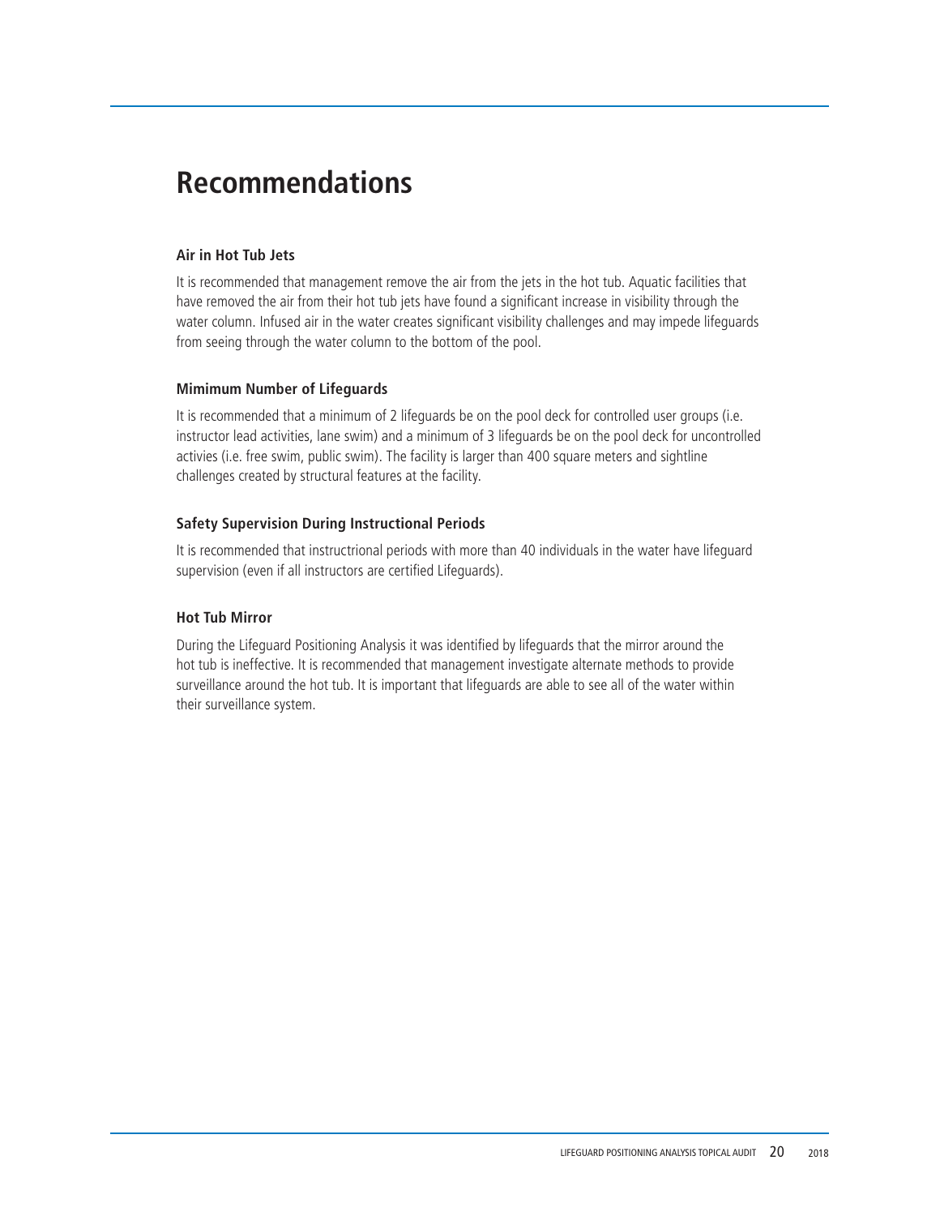# Recommendations

**Air in Hot Tub Jets**

It is recommended that management remove the air from the jets in the hot tub. Aquatic facilities that have removed the air from their hot tub jets have found a significant increase in visibility through the water column. Infused air in the water creates significant visibility challenges and may impede lifeguards from seeing through the water column to the bottom of the pool.

**Mimimum Number of Lifeguards**

It is recommended that a minimum of 2 lifeguards be on the pool deck for controlled user groups (i.e. instructor lead activities, lane swim) and a minimum of 3 lifeguards be on the pool deck for uncontrolled activies (i.e. free swim, public swim). The facility is larger than 400 square meters and sightline challenges created by structural features at the facility.

**Safety Supervision During Instructional Periods**

It is recommended that instructrional periods with more than 40 individuals in the water have lifeguard supervision (even if all instructors are certified Lifeguards).

**Hot Tub Mirror**

During the Lifeguard Positioning Analysis it was identified by lifeguards that the mirror around the hot tub is ineffective. It is recommended that management investigate alternate methods to provide surveillance around the hot tub. It is important that lifeguards are able to see all of the water within their surveillance system.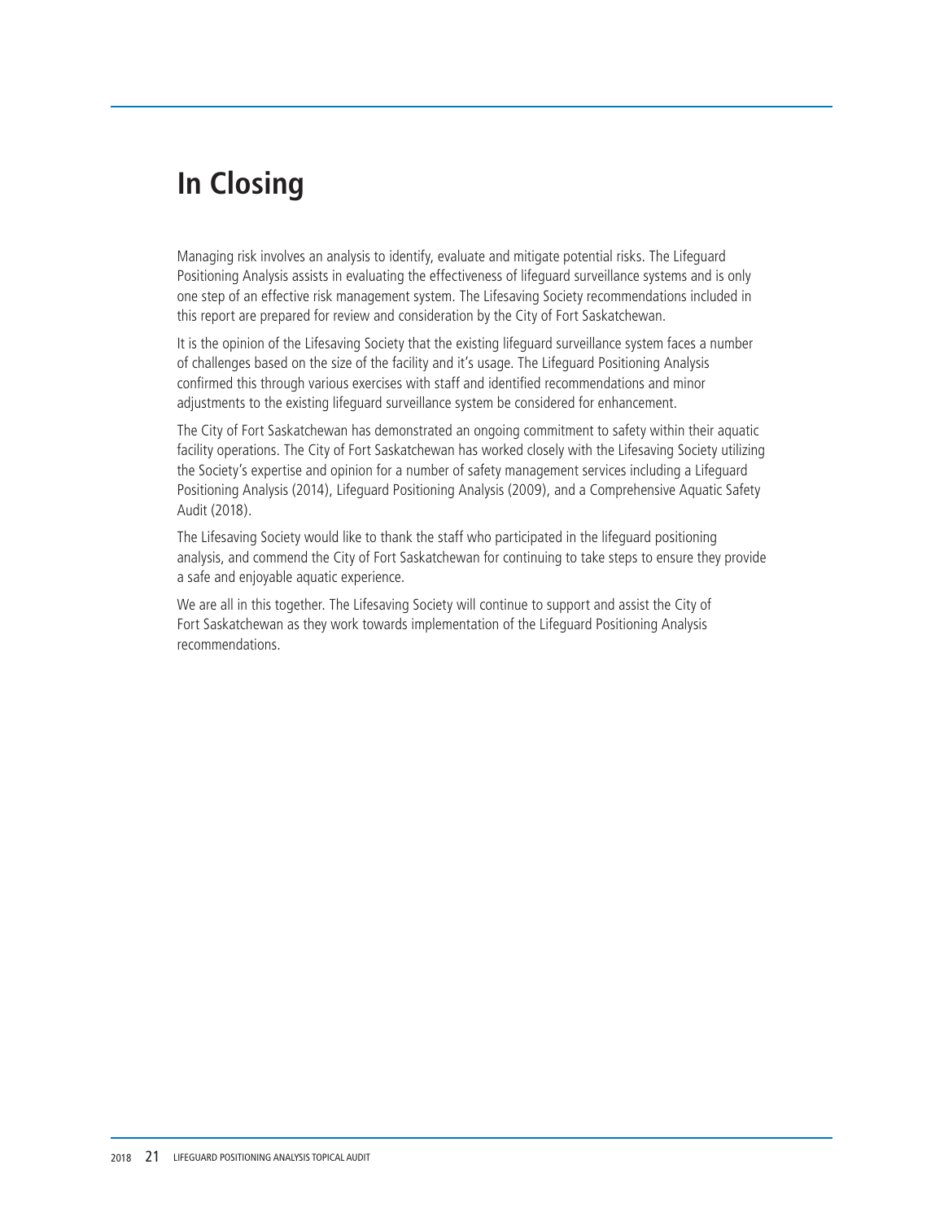# In Closing

Managing risk involves an analysis to identify, evaluate and mitigate potential risks. The Lifeguard Positioning Analysis assists in evaluating the effectiveness of lifeguard surveillance systems and is only one step of an effective risk management system. The Lifesaving Society recommendations included in this report are prepared for review and consideration by the City of Fort Saskatchewan.

It is the opinion of the Lifesaving Society that the existing lifeguard surveillance system faces a number of challenges based on the size of the facility and it's usage. The Lifeguard Positioning Analysis confirmed this through various exercises with staff and identified recommendations and minor adjustments to the existing lifeguard surveillance system be considered for enhancement.

The City of Fort Saskatchewan has demonstrated an ongoing commitment to safety within their aquatic facility operations. The City of Fort Saskatchewan has worked closely with the Lifesaving Society utilizing the Society's expertise and opinion for a number of safety management services including a Lifeguard Positioning Analysis (2014), Lifeguard Positioning Analysis (2009), and a Comprehensive Aquatic Safety Audit (2018).

The Lifesaving Society would like to thank the staff who participated in the lifeguard positioning analysis, and commend the City of Fort Saskatchewan for continuing to take steps to ensure they provide a safe and enjoyable aquatic experience.

We are all in this together. The Lifesaving Society will continue to support and assist the City of Fort Saskatchewan as they work towards implementation of the Lifeguard Positioning Analysis recommendations.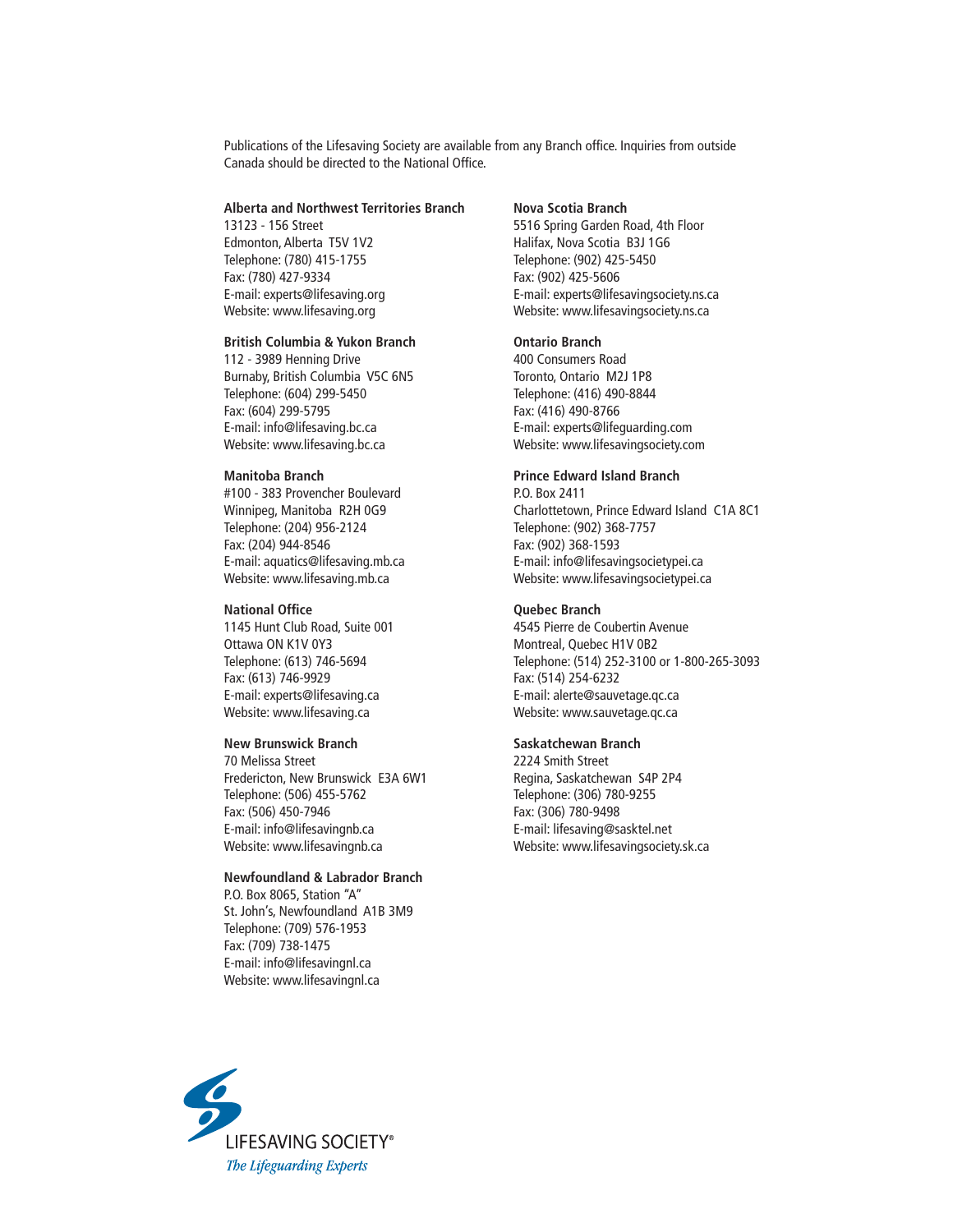Publications of the Lifesaving Society are available from any Branch office. Inquiries from outside Canada should be directed to the National Office.

**Alberta and Northwest Territories Branch**
13123 - 156 Street
Edmonton, Alberta T5V 1V2
Telephone: (780) 415-1755
Fax: (780) 427-9334
E-mail: experts@lifesaving.org
Website: www.lifesaving.org

**British Columbia & Yukon Branch**
112 - 3989 Henning Drive
Burnaby, British Columbia V5C 6N5
Telephone: (604) 299-5450
Fax: (604) 299-5795
E-mail: info@lifesaving.bc.ca
Website: www.lifesaving.bc.ca

**Manitoba Branch**
#100 - 383 Provencher Boulevard
Winnipeg, Manitoba R2H 0G9
Telephone: (204) 956-2124
Fax: (204) 944-8546
E-mail: aquatics@lifesaving.mb.ca
Website: www.lifesaving.mb.ca

**National Office**
1145 Hunt Club Road, Suite 001
Ottawa ON K1V 0Y3
Telephone: (613) 746-5694
Fax: (613) 746-9929
E-mail: experts@lifesaving.ca
Website: www.lifesaving.ca

**New Brunswick Branch**
70 Melissa Street
Fredericton, New Brunswick E3A 6W1
Telephone: (506) 455-5762
Fax: (506) 450-7946
E-mail: info@lifesavingnb.ca
Website: www.lifesavingnb.ca

**Newfoundland & Labrador Branch**
P.O. Box 8065, Station "A"
St. John's, Newfoundland A1B 3M9
Telephone: (709) 576-1953
Fax: (709) 738-1475
E-mail: info@lifesavingnl.ca
Website: www.lifesavingnl.ca

**Nova Scotia Branch**
5516 Spring Garden Road, 4th Floor
Halifax, Nova Scotia B3J 1G6
Telephone: (902) 425-5450
Fax: (902) 425-5606
E-mail: experts@lifesavingsociety.ns.ca
Website: www.lifesavingsociety.ns.ca

**Ontario Branch**
400 Consumers Road
Toronto, Ontario M2J 1P8
Telephone: (416) 490-8844
Fax: (416) 490-8766
E-mail: experts@lifeguarding.com
Website: www.lifesavingsociety.com

**Prince Edward Island Branch**
P.O. Box 2411
Charlottetown, Prince Edward Island C1A 8C1
Telephone: (902) 368-7757
Fax: (902) 368-1593
E-mail: info@lifesavingsocietypei.ca
Website: www.lifesavingsocietypei.ca

**Quebec Branch**
4545 Pierre de Coubertin Avenue
Montreal, Quebec H1V 0B2
Telephone: (514) 252-3100 or 1-800-265-3093
Fax: (514) 254-6232
E-mail: alerte@sauvetage.qc.ca
Website: www.sauvetage.qc.ca

**Saskatchewan Branch**
2224 Smith Street
Regina, Saskatchewan S4P 2P4
Telephone: (306) 780-9255
Fax: (306) 780-9498
E-mail: lifesaving@sasktel.net
Website: www.lifesavingsociety.sk.ca

LIFESAVING SOCIETY®
*The Lifeguarding Experts*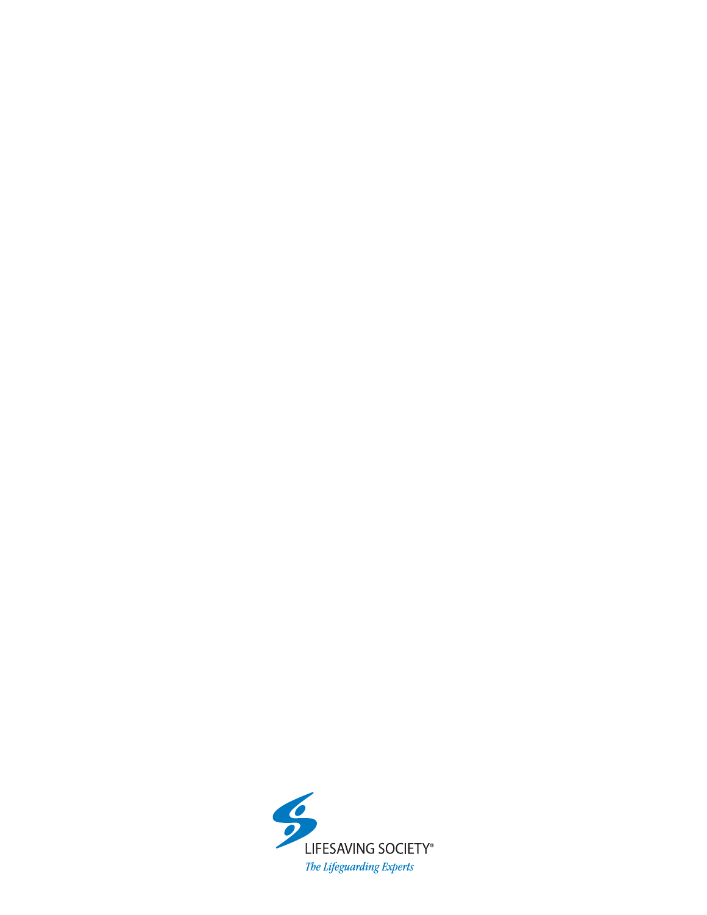LIFESAVING SOCIETY®

*The Lifeguarding Experts*